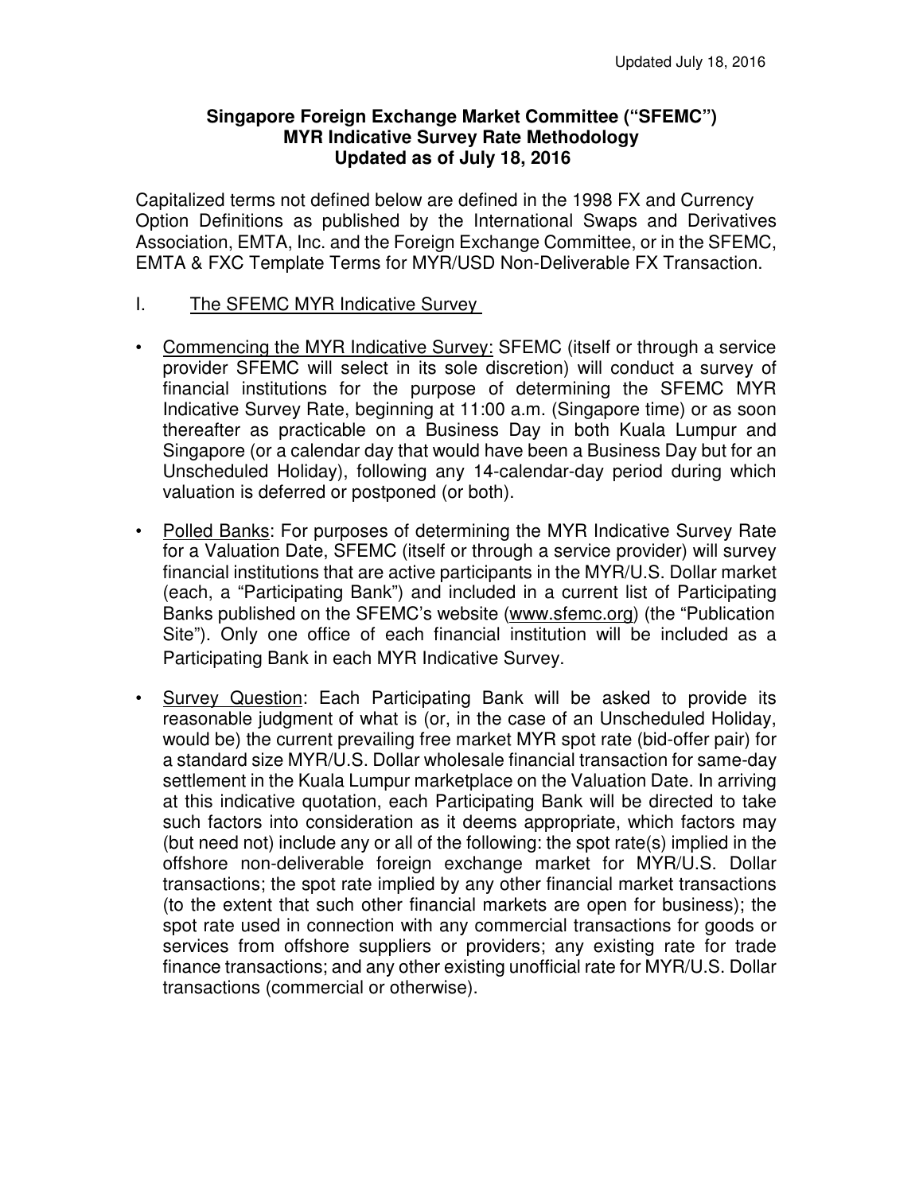Updated July 18, 2016

**Singapore Foreign Exchange Market Committee ("SFEMC")**
**MYR Indicative Survey Rate Methodology**
**Updated as of July 18, 2016**

Capitalized terms not defined below are defined in the 1998 FX and Currency Option Definitions as published by the International Swaps and Derivatives Association, EMTA, Inc. and the Foreign Exchange Committee, or in the SFEMC, EMTA & FXC Template Terms for MYR/USD Non-Deliverable FX Transaction.

## I. The SFEMC MYR Indicative Survey

- Commencing the MYR Indicative Survey: SFEMC (itself or through a service provider SFEMC will select in its sole discretion) will conduct a survey of financial institutions for the purpose of determining the SFEMC MYR Indicative Survey Rate, beginning at 11:00 a.m. (Singapore time) or as soon thereafter as practicable on a Business Day in both Kuala Lumpur and Singapore (or a calendar day that would have been a Business Day but for an Unscheduled Holiday), following any 14-calendar-day period during which valuation is deferred or postponed (or both).

- Polled Banks: For purposes of determining the MYR Indicative Survey Rate for a Valuation Date, SFEMC (itself or through a service provider) will survey financial institutions that are active participants in the MYR/U.S. Dollar market (each, a "Participating Bank") and included in a current list of Participating Banks published on the SFEMC's website (www.sfemc.org) (the "Publication Site"). Only one office of each financial institution will be included as a Participating Bank in each MYR Indicative Survey.

- Survey Question: Each Participating Bank will be asked to provide its reasonable judgment of what is (or, in the case of an Unscheduled Holiday, would be) the current prevailing free market MYR spot rate (bid-offer pair) for a standard size MYR/U.S. Dollar wholesale financial transaction for same-day settlement in the Kuala Lumpur marketplace on the Valuation Date. In arriving at this indicative quotation, each Participating Bank will be directed to take such factors into consideration as it deems appropriate, which factors may (but need not) include any or all of the following: the spot rate(s) implied in the offshore non-deliverable foreign exchange market for MYR/U.S. Dollar transactions; the spot rate implied by any other financial market transactions (to the extent that such other financial markets are open for business); the spot rate used in connection with any commercial transactions for goods or services from offshore suppliers or providers; any existing rate for trade finance transactions; and any other existing unofficial rate for MYR/U.S. Dollar transactions (commercial or otherwise).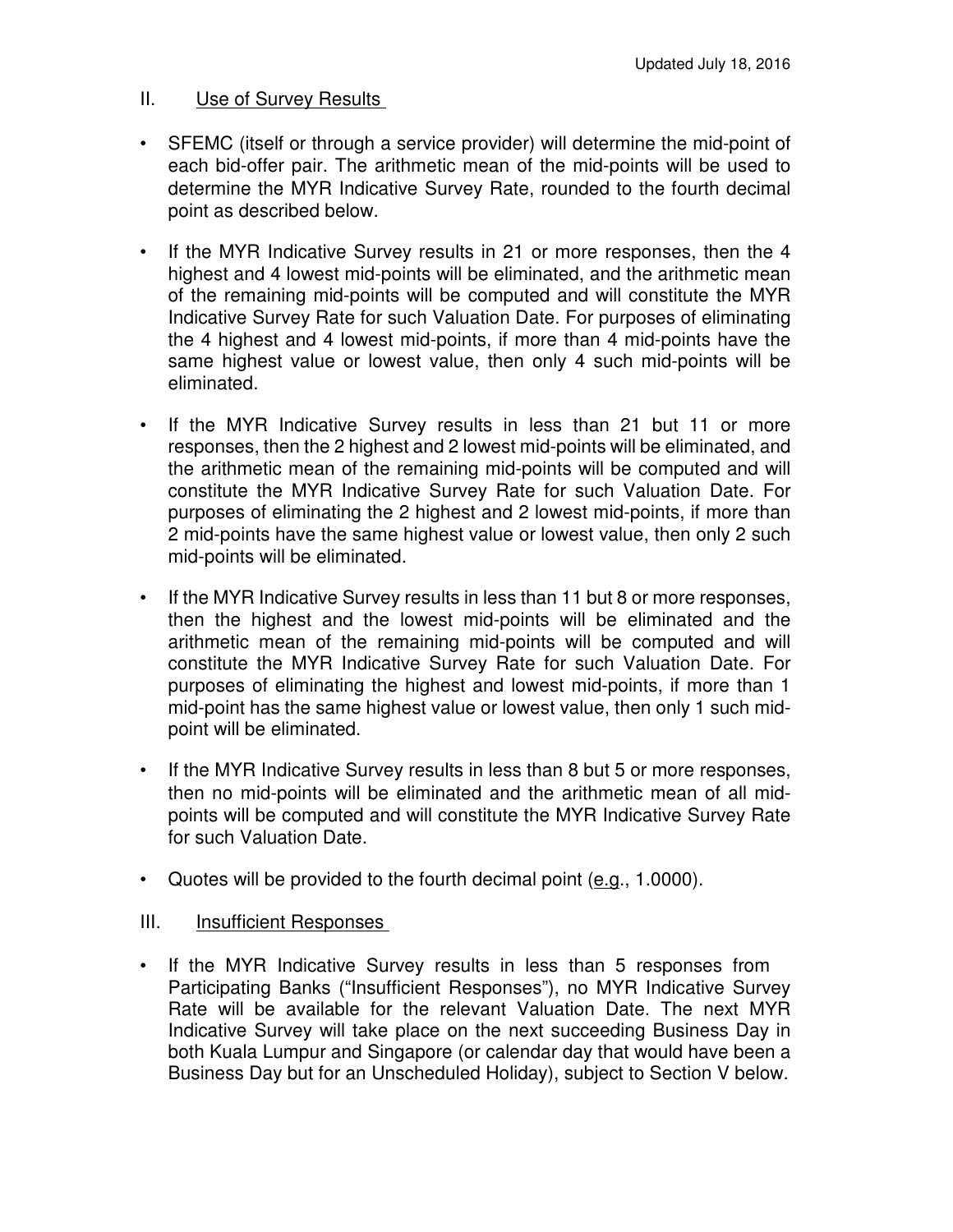## II. Use of Survey Results

- SFEMC (itself or through a service provider) will determine the mid-point of each bid-offer pair. The arithmetic mean of the mid-points will be used to determine the MYR Indicative Survey Rate, rounded to the fourth decimal point as described below.
- If the MYR Indicative Survey results in 21 or more responses, then the 4 highest and 4 lowest mid-points will be eliminated, and the arithmetic mean of the remaining mid-points will be computed and will constitute the MYR Indicative Survey Rate for such Valuation Date. For purposes of eliminating the 4 highest and 4 lowest mid-points, if more than 4 mid-points have the same highest value or lowest value, then only 4 such mid-points will be eliminated.
- If the MYR Indicative Survey results in less than 21 but 11 or more responses, then the 2 highest and 2 lowest mid-points will be eliminated, and the arithmetic mean of the remaining mid-points will be computed and will constitute the MYR Indicative Survey Rate for such Valuation Date. For purposes of eliminating the 2 highest and 2 lowest mid-points, if more than 2 mid-points have the same highest value or lowest value, then only 2 such mid-points will be eliminated.
- If the MYR Indicative Survey results in less than 11 but 8 or more responses, then the highest and the lowest mid-points will be eliminated and the arithmetic mean of the remaining mid-points will be computed and will constitute the MYR Indicative Survey Rate for such Valuation Date. For purposes of eliminating the highest and lowest mid-points, if more than 1 mid-point has the same highest value or lowest value, then only 1 such mid-point will be eliminated.
- If the MYR Indicative Survey results in less than 8 but 5 or more responses, then no mid-points will be eliminated and the arithmetic mean of all mid-points will be computed and will constitute the MYR Indicative Survey Rate for such Valuation Date.
- Quotes will be provided to the fourth decimal point (e.g., 1.0000).

## III. Insufficient Responses

- If the MYR Indicative Survey results in less than 5 responses from Participating Banks ("Insufficient Responses"), no MYR Indicative Survey Rate will be available for the relevant Valuation Date. The next MYR Indicative Survey will take place on the next succeeding Business Day in both Kuala Lumpur and Singapore (or calendar day that would have been a Business Day but for an Unscheduled Holiday), subject to Section V below.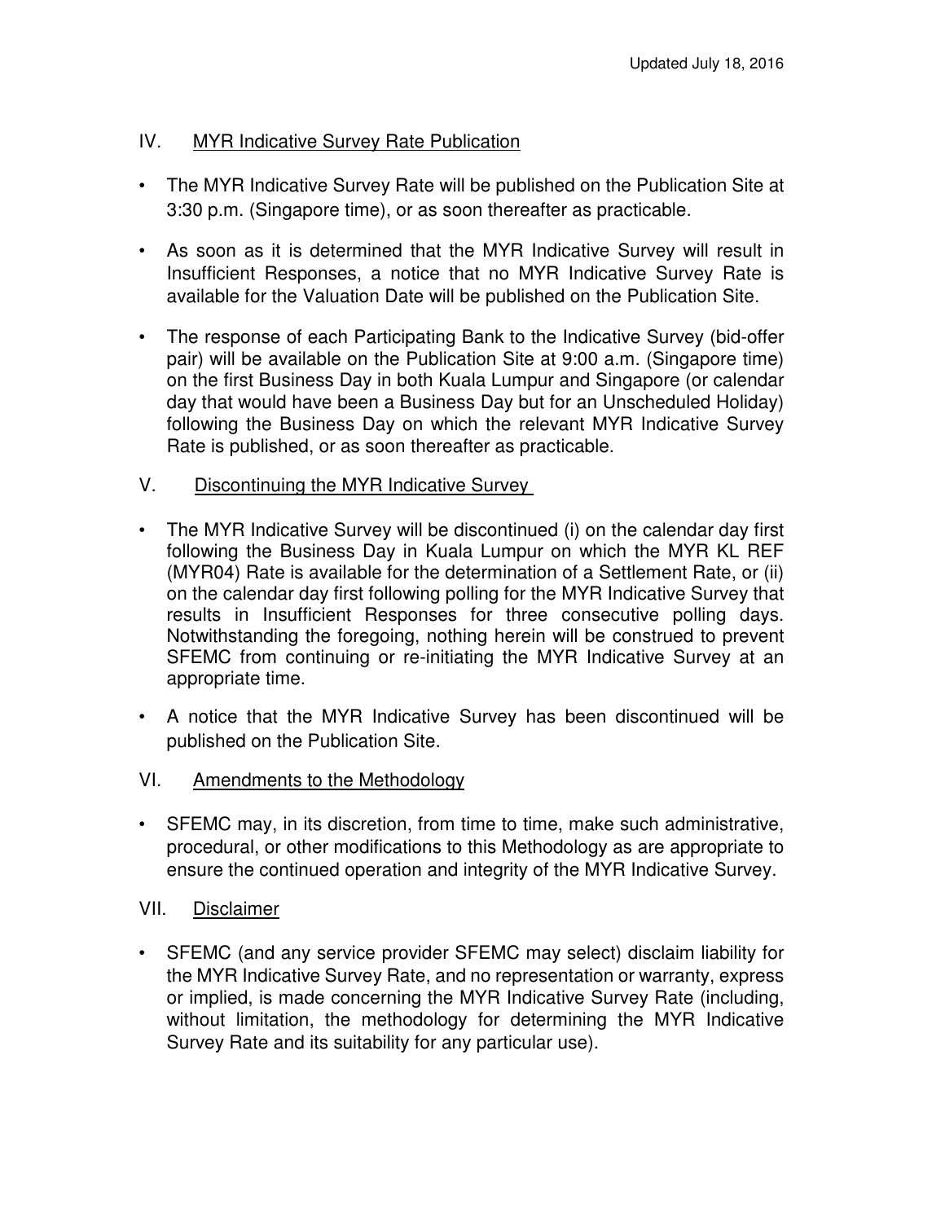## IV. MYR Indicative Survey Rate Publication

- The MYR Indicative Survey Rate will be published on the Publication Site at 3:30 p.m. (Singapore time), or as soon thereafter as practicable.
- As soon as it is determined that the MYR Indicative Survey will result in Insufficient Responses, a notice that no MYR Indicative Survey Rate is available for the Valuation Date will be published on the Publication Site.
- The response of each Participating Bank to the Indicative Survey (bid-offer pair) will be available on the Publication Site at 9:00 a.m. (Singapore time) on the first Business Day in both Kuala Lumpur and Singapore (or calendar day that would have been a Business Day but for an Unscheduled Holiday) following the Business Day on which the relevant MYR Indicative Survey Rate is published, or as soon thereafter as practicable.

## V. Discontinuing the MYR Indicative Survey

- The MYR Indicative Survey will be discontinued (i) on the calendar day first following the Business Day in Kuala Lumpur on which the MYR KL REF (MYR04) Rate is available for the determination of a Settlement Rate, or (ii) on the calendar day first following polling for the MYR Indicative Survey that results in Insufficient Responses for three consecutive polling days. Notwithstanding the foregoing, nothing herein will be construed to prevent SFEMC from continuing or re-initiating the MYR Indicative Survey at an appropriate time.
- A notice that the MYR Indicative Survey has been discontinued will be published on the Publication Site.

## VI. Amendments to the Methodology

- SFEMC may, in its discretion, from time to time, make such administrative, procedural, or other modifications to this Methodology as are appropriate to ensure the continued operation and integrity of the MYR Indicative Survey.

## VII. Disclaimer

- SFEMC (and any service provider SFEMC may select) disclaim liability for the MYR Indicative Survey Rate, and no representation or warranty, express or implied, is made concerning the MYR Indicative Survey Rate (including, without limitation, the methodology for determining the MYR Indicative Survey Rate and its suitability for any particular use).